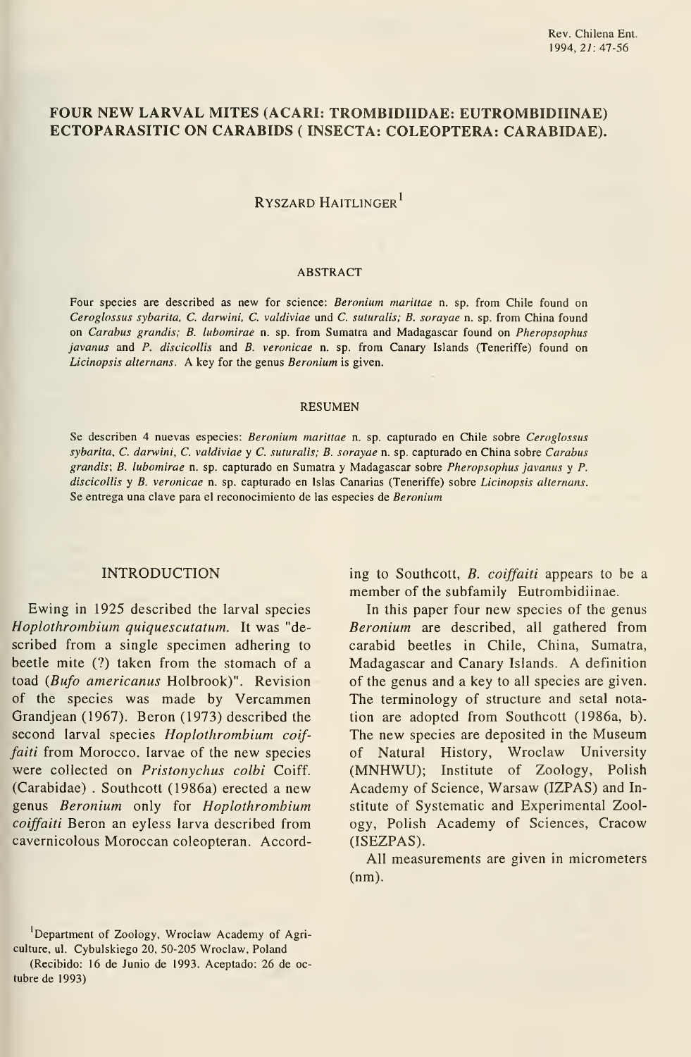# FOUR NEW LARVAL MITES (ACARI: TROMBIDIIDAE: EUTROMBIDIINAE) ECTOPARASITIC ON CARABIDS ( INSECTA: COLEOPTERA: CARABIDAE).

RYSZARD HAITLINGER[1]

## ABSTRACT

Four species are described as new for science: *Beronium marittae* n. sp. from Chile found on *Ceroglossus sybarita, C. darwini, C. valdiviae* und *C. suturalis; B. sorayae* n. sp. from China found on *Carabus grandis; B. lubomirae* n. sp. from Sumatra and Madagascar found on *Pheropsophus javanus* and *P. discicollis* and *B. veronicae* n. sp. from Canary Islands (Teneriffe) found on *Licinopsis alternans*. A key for the genus *Beronium* is given.

## RESUMEN

Se describen 4 nuevas especies: *Beronium marittae* n. sp. capturado en Chile sobre *Ceroglossus sybarita, C. darwini, C. valdiviae* y *C. suturalis; B. sorayae* n. sp. capturado en China sobre *Carabus grandis; B. lubomirae* n. sp. capturado en Sumatra y Madagascar sobre *Pheropsophus javanus* y *P. discicollis* y *B. veronicae* n. sp. capturado en Islas Canarias (Teneriffe) sobre *Licinopsis alternans*. Se entrega una clave para el reconocimiento de las especies de *Beronium*

## INTRODUCTION

Ewing in 1925 described the larval species *Hoplothrombium quiquescutatum*. It was "described from a single specimen adhering to beetle mite (?) taken from the stomach of a toad (*Bufo americanus* Holbrook)". Revision of the species was made by Vercammen Grandjean (1967). Beron (1973) described the second larval species *Hoplothrombium coiffaiti* from Morocco. larvae of the new species were collected on *Pristonychus colbi* Coiff. (Carabidae) . Southcott (1986a) erected a new genus *Beronium* only for *Hoplothrombium coiffaiti* Beron an eyless larva described from cavernicolous Moroccan coleopteran. According to Southcott, *B. coiffaiti* appears to be a member of the subfamily Eutrombidiinae.

In this paper four new species of the genus *Beronium* are described, all gathered from carabid beetles in Chile, China, Sumatra, Madagascar and Canary Islands. A definition of the genus and a key to all species are given. The terminology of structure and setal notation are adopted from Southcott (1986a, b). The new species are deposited in the Museum of Natural History, Wroclaw University (MNHWU); Institute of Zoology, Polish Academy of Science, Warsaw (IZPAS) and Institute of Systematic and Experimental Zoology, Polish Academy of Sciences, Cracow (ISEZPAS).

All measurements are given in micrometers (nm).

[1]Department of Zoology, Wroclaw Academy of Agriculture, ul. Cybulskiego 20, 50-205 Wroclaw, Poland

(Recibido: 16 de Junio de 1993. Aceptado: 26 de octubre de 1993)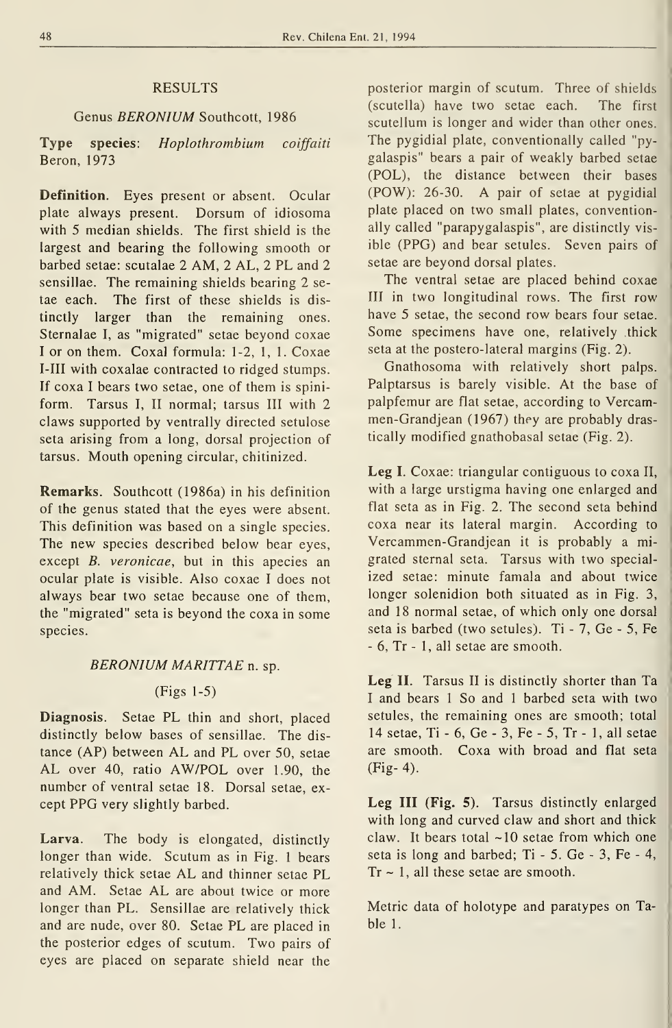## RESULTS

### Genus *BERONIUM* Southcott, 1986

**Type species**: *Hoplothrombium coiffaiti* Beron, 1973

**Definition.** Eyes present or absent. Ocular plate always present. Dorsum of idiosoma with 5 median shields. The first shield is the largest and bearing the following smooth or barbed setae: scutalae 2 AM, 2 AL, 2 PL and 2 sensillae. The remaining shields bearing 2 setae each. The first of these shields is distinctly larger than the remaining ones. Sternalae I, as "migrated" setae beyond coxae I or on them. Coxal formula: 1-2, 1, 1. Coxae I-III with coxalae contracted to ridged stumps. If coxa I bears two setae, one of them is spiniform. Tarsus I, II normal; tarsus III with 2 claws supported by ventrally directed setulose seta arising from a long, dorsal projection of tarsus. Mouth opening circular, chitinized.

**Remarks.** Southcott (1986a) in his definition of the genus stated that the eyes were absent. This definition was based on a single species. The new species described below bear eyes, except *B. veronicae*, but in this apecies an ocular plate is visible. Also coxae I does not always bear two setae because one of them, the "migrated" seta is beyond the coxa in some species.

### *BERONIUM MARITTAE* n. sp.

(Figs 1-5)

**Diagnosis.** Setae PL thin and short, placed distinctly below bases of sensillae. The distance (AP) between AL and PL over 50, setae AL over 40, ratio AW/POL over 1.90, the number of ventral setae 18. Dorsal setae, except PPG very slightly barbed.

**Larva.** The body is elongated, distinctly longer than wide. Scutum as in Fig. 1 bears relatively thick setae AL and thinner setae PL and AM. Setae AL are about twice or more longer than PL. Sensillae are relatively thick and are nude, over 80. Setae PL are placed in the posterior edges of scutum. Two pairs of eyes are placed on separate shield near the posterior margin of scutum. Three of shields (scutella) have two setae each. The first scutellum is longer and wider than other ones. The pygidial plate, conventionally called "pygalaspis" bears a pair of weakly barbed setae (POL), the distance between their bases (POW): 26-30. A pair of setae at pygidial plate placed on two small plates, conventionally called "parapygalaspis", are distinctly visible (PPG) and bear setules. Seven pairs of setae are beyond dorsal plates.

The ventral setae are placed behind coxae III in two longitudinal rows. The first row have 5 setae, the second row bears four setae. Some specimens have one, relatively thick seta at the postero-lateral margins (Fig. 2).

Gnathosoma with relatively short palps. Palptarsus is barely visible. At the base of palpfemur are flat setae, according to Vercammen-Grandjean (1967) they are probably drastically modified gnathobasal setae (Fig. 2).

**Leg I**. Coxae: triangular contiguous to coxa II, with a large urstigma having one enlarged and flat seta as in Fig. 2. The second seta behind coxa near its lateral margin. According to Vercammen-Grandjean it is probably a migrated sternal seta. Tarsus with two specialized setae: minute famala and about twice longer solenidion both situated as in Fig. 3, and 18 normal setae, of which only one dorsal seta is barbed (two setules). Ti - 7, Ge - 5, Fe - 6, Tr - 1, all setae are smooth.

**Leg II**. Tarsus II is distinctly shorter than Ta I and bears 1 So and 1 barbed seta with two setules, the remaining ones are smooth; total 14 setae, Ti - 6, Ge - 3, Fe - 5, Tr - 1, all setae are smooth. Coxa with broad and flat seta (Fig- 4).

**Leg III (Fig. 5)**. Tarsus distinctly enlarged with long and curved claw and short and thick claw. It bears total ~10 setae from which one seta is long and barbed; Ti - 5. Ge - 3, Fe - 4, Tr ~ 1, all these setae are smooth.

Metric data of holotype and paratypes on Table 1.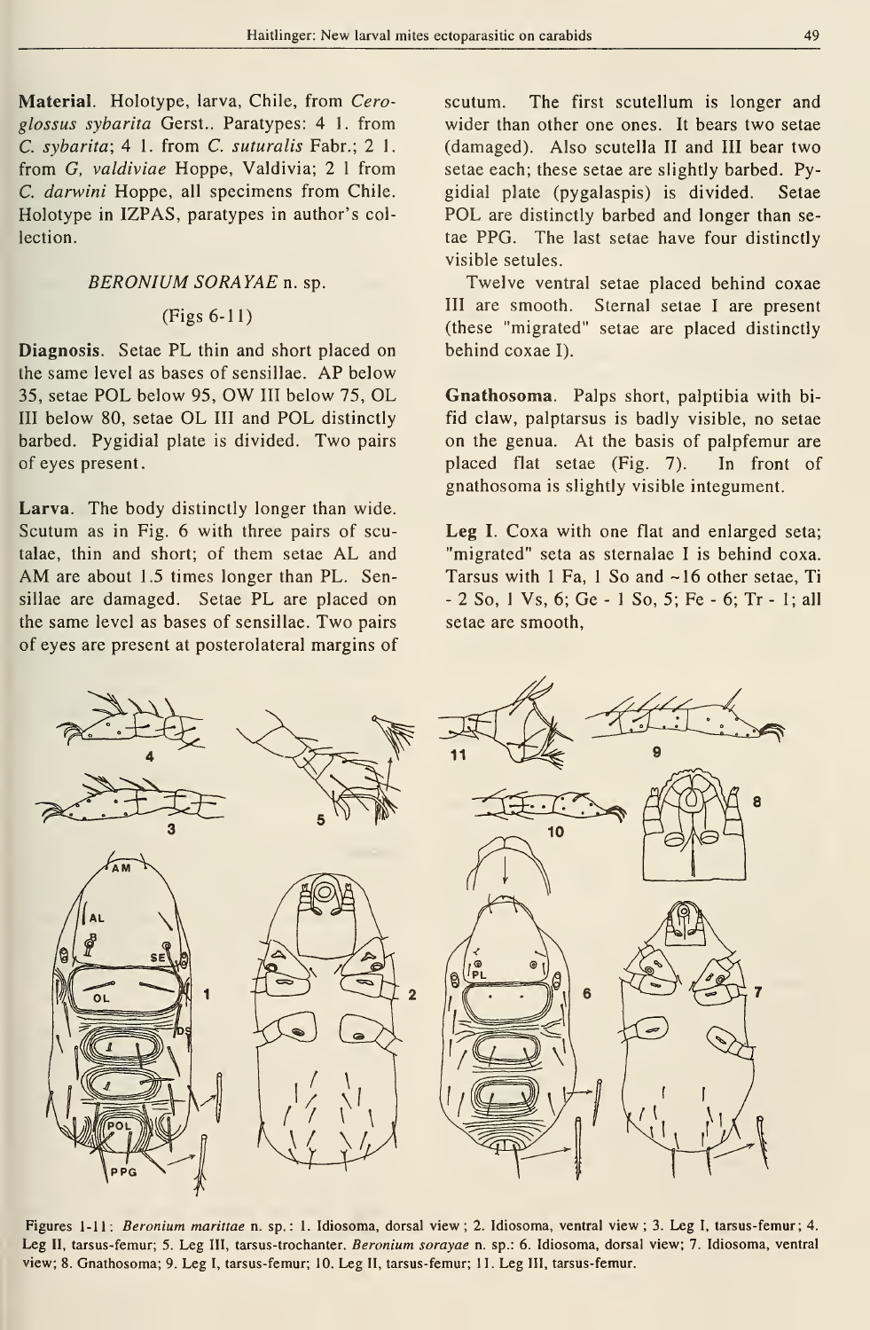**Material**. Holotype, larva, Chile, from *Ceroglossus sybarita* Gerst.. Paratypes: 4 l. from *C. sybarita*; 4 l. from *C. suturalis* Fabr.; 2 l. from *G. valdiviae* Hoppe, Valdivia; 2 l from *C. darwini* Hoppe, all specimens from Chile. Holotype in IZPAS, paratypes in author's collection.

## *BERONIUM SORAYAE* n. sp.

(Figs 6-11)

**Diagnosis**. Setae PL thin and short placed on the same level as bases of sensillae. AP below 35, setae POL below 95, OW III below 75, OL III below 80, setae OL III and POL distinctly barbed. Pygidial plate is divided. Two pairs of eyes present.

**Larva**. The body distinctly longer than wide. Scutum as in Fig. 6 with three pairs of scutalae, thin and short; of them setae AL and AM are about 1.5 times longer than PL. Sensillae are damaged. Setae PL are placed on the same level as bases of sensillae. Two pairs of eyes are present at posterolateral margins of scutum. The first scutellum is longer and wider than other one ones. It bears two setae (damaged). Also scutella II and III bear two setae each; these setae are slightly barbed. Pygidial plate (pygalaspis) is divided. Setae POL are distinctly barbed and longer than setae PPG. The last setae have four distinctly visible setules.

Twelve ventral setae placed behind coxae III are smooth. Sternal setae I are present (these "migrated" setae are placed distinctly behind coxae I).

**Gnathosoma**. Palps short, palptibia with bifid claw, palptarsus is badly visible, no setae on the genua. At the basis of palpfemur are placed flat setae (Fig. 7). In front of gnathosoma is slightly visible integument.

**Leg I**. Coxa with one flat and enlarged seta; "migrated" seta as sternalae I is behind coxa. Tarsus with 1 Fa, 1 So and ~16 other setae, Ti - 2 So, 1 Vs, 6; Ge - 1 So, 5; Fe - 6; Tr - 1; all setae are smooth,

Figures 1-11: *Beronium marittae* n. sp.: 1. Idiosoma, dorsal view ; 2. Idiosoma, ventral view ; 3. Leg I, tarsus-femur; 4. Leg II, tarsus-femur; 5. Leg III, tarsus-trochanter. *Beronium sorayae* n. sp.: 6. Idiosoma, dorsal view; 7. Idiosoma, ventral view; 8. Gnathosoma; 9. Leg I, tarsus-femur; 10. Leg II, tarsus-femur; 11. Leg III, tarsus-femur.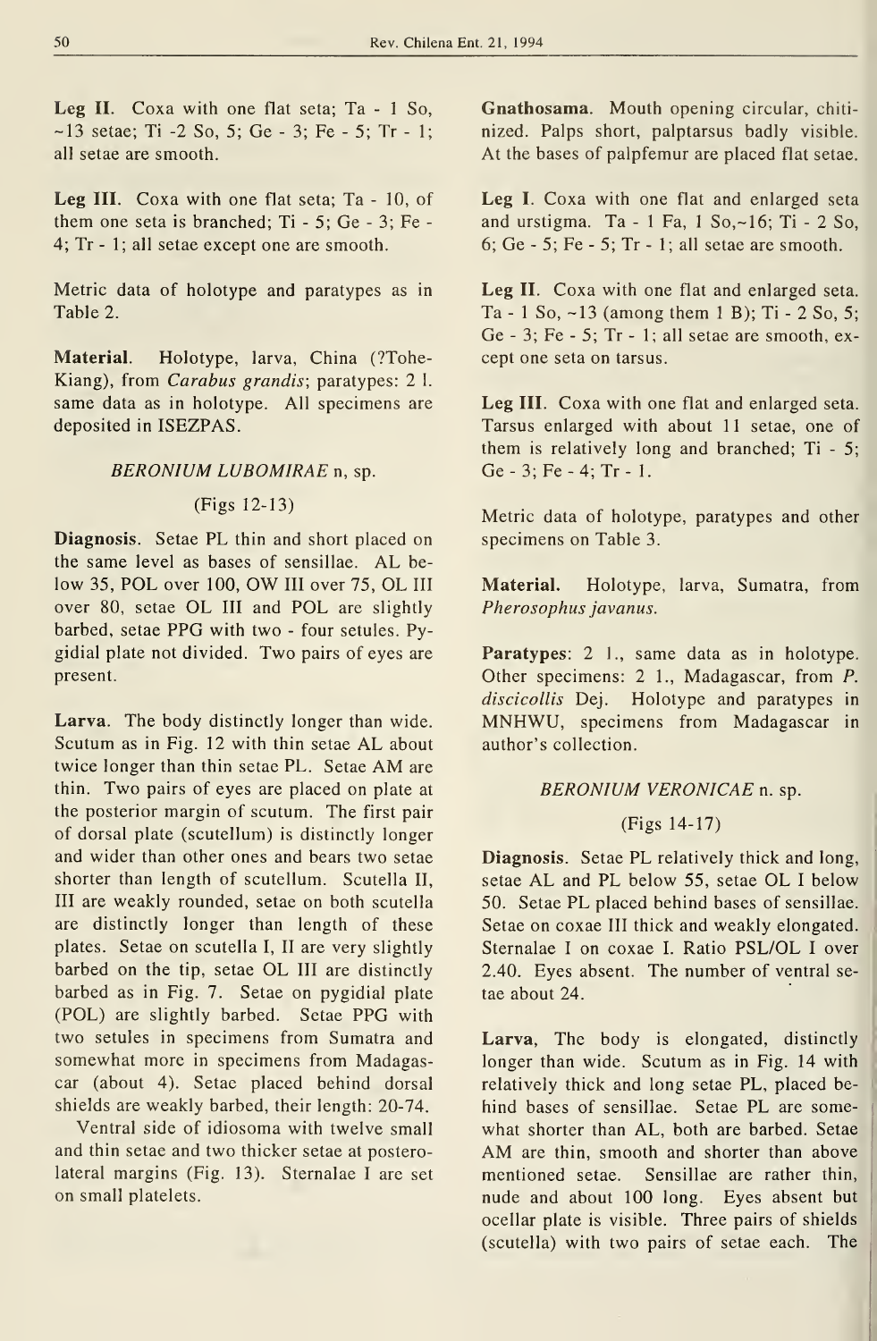**Leg II**. Coxa with one flat seta; Ta - 1 So, ~13 setae; Ti -2 So, 5; Ge - 3; Fe - 5; Tr - 1; all setae are smooth.

**Leg III**. Coxa with one flat seta; Ta - 10, of them one seta is branched; Ti - 5; Ge - 3; Fe - 4; Tr - 1; all setae except one are smooth.

Metric data of holotype and paratypes as in Table 2.

**Material**. Holotype, larva, China (?Tohe-Kiang), from *Carabus grandis*; paratypes: 2 l. same data as in holotype. All specimens are deposited in ISEZPAS.

### *BERONIUM LUBOMIRAE* n, sp.

(Figs 12-13)

**Diagnosis**. Setae PL thin and short placed on the same level as bases of sensillae. AL below 35, POL over 100, OW III over 75, OL III over 80, setae OL III and POL are slightly barbed, setae PPG with two - four setules. Pygidial plate not divided. Two pairs of eyes are present.

**Larva**. The body distinctly longer than wide. Scutum as in Fig. 12 with thin setae AL about twice longer than thin setae PL. Setae AM are thin. Two pairs of eyes are placed on plate at the posterior margin of scutum. The first pair of dorsal plate (scutellum) is distinctly longer and wider than other ones and bears two setae shorter than length of scutellum. Scutella II, III are weakly rounded, setae on both scutella are distinctly longer than length of these plates. Setae on scutella I, II are very slightly barbed on the tip, setae OL III are distinctly barbed as in Fig. 7. Setae on pygidial plate (POL) are slightly barbed. Setae PPG with two setules in specimens from Sumatra and somewhat more in specimens from Madagascar (about 4). Setae placed behind dorsal shields are weakly barbed, their length: 20-74.

Ventral side of idiosoma with twelve small and thin setae and two thicker setae at posterolateral margins (Fig. 13). Sternalae I are set on small platelets.

**Gnathosama**. Mouth opening circular, chitinized. Palps short, palptarsus badly visible. At the bases of palpfemur are placed flat setae.

**Leg I**. Coxa with one flat and enlarged seta and urstigma. Ta - 1 Fa, 1 So,~16; Ti - 2 So, 6; Ge - 5; Fe - 5; Tr - 1; all setae are smooth.

**Leg II**. Coxa with one flat and enlarged seta. Ta - 1 So, ~13 (among them 1 B); Ti - 2 So, 5; Ge - 3; Fe - 5; Tr - 1; all setae are smooth, except one seta on tarsus.

**Leg III**. Coxa with one flat and enlarged seta. Tarsus enlarged with about 11 setae, one of them is relatively long and branched; Ti - 5; Ge - 3; Fe - 4; Tr - 1.

Metric data of holotype, paratypes and other specimens on Table 3.

**Material.** Holotype, larva, Sumatra, from *Pherosophus javanus.*

**Paratypes**: 2 l., same data as in holotype. Other specimens: 2 l., Madagascar, from *P. discicollis* Dej. Holotype and paratypes in MNHWU, specimens from Madagascar in author's collection.

### *BERONIUM VERONICAE* n. sp.

(Figs 14-17)

**Diagnosis**. Setae PL relatively thick and long, setae AL and PL below 55, setae OL I below 50. Setae PL placed behind bases of sensillae. Setae on coxae III thick and weakly elongated. Sternalae I on coxae I. Ratio PSL/OL I over 2.40. Eyes absent. The number of ventral setae about 24.

**Larva**, The body is elongated, distinctly longer than wide. Scutum as in Fig. 14 with relatively thick and long setae PL, placed behind bases of sensillae. Setae PL are somewhat shorter than AL, both are barbed. Setae AM are thin, smooth and shorter than above mentioned setae. Sensillae are rather thin, nude and about 100 long. Eyes absent but ocellar plate is visible. Three pairs of shields (scutella) with two pairs of setae each. The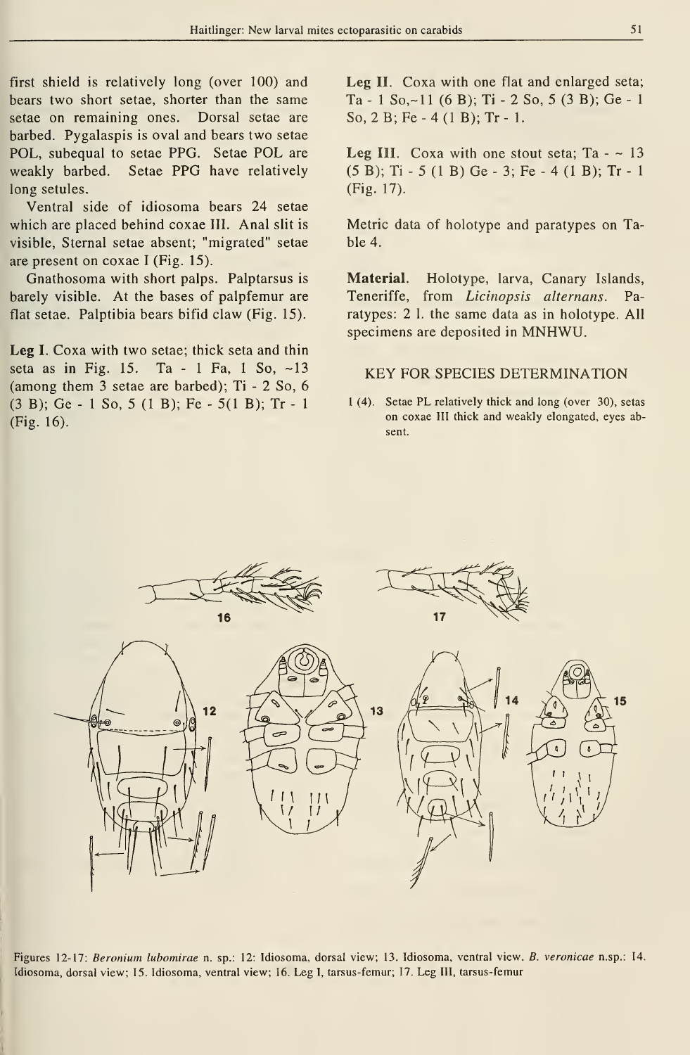first shield is relatively long (over 100) and bears two short setae, shorter than the same setae on remaining ones. Dorsal setae are barbed. Pygalaspis is oval and bears two setae POL, subequal to setae PPG. Setae POL are weakly barbed. Setae PPG have relatively long setules.

Ventral side of idiosoma bears 24 setae which are placed behind coxae III. Anal slit is visible, Sternal setae absent; "migrated" setae are present on coxae I (Fig. 15).

Gnathosoma with short palps. Palptarsus is barely visible. At the bases of palpfemur are flat setae. Palptibia bears bifid claw (Fig. 15).

**Leg I**. Coxa with two setae; thick seta and thin seta as in Fig. 15. Ta - 1 Fa, 1 So, ~13 (among them 3 setae are barbed); Ti - 2 So, 6 (3 B); Ge - 1 So, 5 (1 B); Fe - 5(1 B); Tr - 1 (Fig. 16).

**Leg II**. Coxa with one flat and enlarged seta; Ta - 1 So,~11 (6 B); Ti - 2 So, 5 (3 B); Ge - 1 So, 2 B; Fe - 4 (1 B); Tr - 1.

**Leg III**. Coxa with one stout seta; Ta - ~ 13 (5 B); Ti - 5 (1 B) Ge - 3; Fe - 4 (1 B); Tr - 1 (Fig. 17).

Metric data of holotype and paratypes on Table 4.

**Material**. Holotype, larva, Canary Islands, Teneriffe, from *Licinopsis alternans*. Paratypes: 2 l. the same data as in holotype. All specimens are deposited in MNHWU.

## KEY FOR SPECIES DETERMINATION

1 (4). Setae PL relatively thick and long (over 30), setas on coxae III thick and weakly elongated, eyes absent.

Figures 12-17: *Beronium lubomirae* n. sp.: 12: Idiosoma, dorsal view; 13. Idiosoma, ventral view. *B. veronicae* n.sp.: 14. Idiosoma, dorsal view; 15. Idiosoma, ventral view; 16. Leg I, tarsus-femur; 17. Leg III, tarsus-femur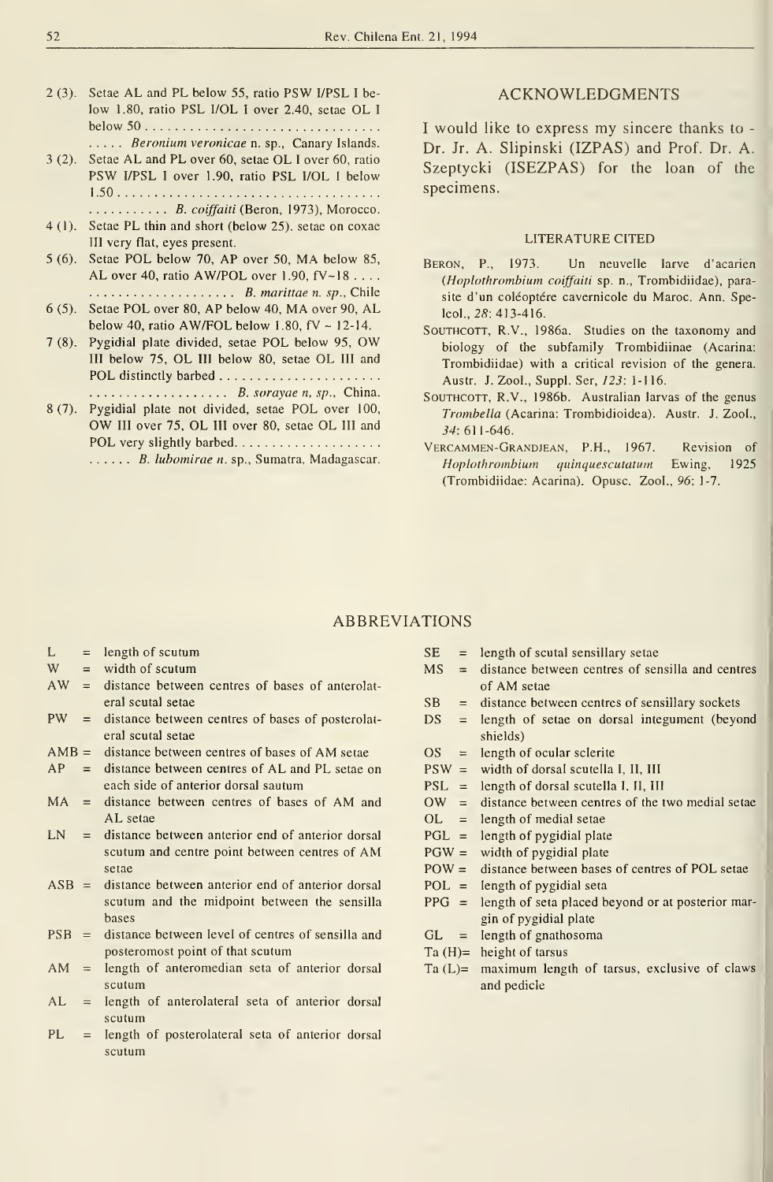2 (3). Setae AL and PL below 55, ratio PSW I/PSL I below 1.80, ratio PSL I/OL I over 2.40, setae OL I below 50 .................................
..... *Beronium veronicae* n. sp., Canary Islands.

3 (2). Setae AL and PL over 60, setae OL I over 60, ratio PSW I/PSL I over 1.90, ratio PSL I/OL I below 1.50 .....................................
........... *B. coiffaiti* (Beron, 1973), Morocco.

4 (1). Setae PL thin and short (below 25). setae on coxae III very flat, eyes present.

5 (6). Setae POL below 70, AP over 50, MA below 85, AL over 40, ratio AW/POL over 1.90, fV~18 ....
.................... *B. marittae n. sp*., Chile

6 (5). Setae POL over 80, AP below 40, MA over 90, AL below 40, ratio AW/FOL below 1.80, fV ~ 12-14.

7 (8). Pygidial plate divided, setae POL below 95, OW III below 75, OL III below 80, setae OL III and POL distinctly barbed ......................
.................... *B. sorayae n, sp*., China.

8 (7). Pygidial plate not divided, setae POL over 100, OW III over 75, OL III over 80, setae OL III and POL very slightly barbed....................
...... *B. lubomirae n*. sp., Sumatra, Madagascar.

## ACKNOWLEDGMENTS

I would like to express my sincere thanks to - Dr. Jr. A. Slipinski (IZPAS) and Prof. Dr. A. Szeptycki (ISEZPAS) for the loan of the specimens.

### LITERATURE CITED

Beron, P., 1973. Un neuvelle larve d'acarien (*Hoplothrombium coiffaiti* sp. n., Trombidiidae), parasite d'un coléoptére cavernicole du Maroc. Ann. Speleol., *28*: 413-416.

Southcott, R.V., 1986a. Studies on the taxonomy and biology of the subfamily Trombidiinae (Acarina: Trombidiidae) with a critical revision of the genera. Austr. J. Zool., Suppl. Ser, *123*: 1-116.

Southcott, R.V., 1986b. Australian larvas of the genus *Trombella* (Acarina: Trombidioidea). Austr. J. Zool., *34*: 611-646.

Vercammen-Grandjean, P.H., 1967. Revision of *Hoplothrombium quinquescutatum* Ewing, 1925 (Trombidiidae: Acarina). Opusc. Zool., *96*: 1-7.

## ABBREVIATIONS

L = length of scutum
W = width of scutum
AW = distance between centres of bases of anterolateral scutal setae
PW = distance between centres of bases of posterolateral scutal setae
AMB = distance between centres of bases of AM setae
AP = distance between centres of AL and PL setae on each side of anterior dorsal sautum
MA = distance between centres of bases of AM and AL setae
LN = distance between anterior end of anterior dorsal scutum and centre point between centres of AM setae
ASB = distance between anterior end of anterior dorsal scutum and the midpoint between the sensilla bases
PSB = distance between level of centres of sensilla and posteromost point of that scutum
AM = length of anteromedian seta of anterior dorsal scutum
AL = length of anterolateral seta of anterior dorsal scutum
PL = length of posterolateral seta of anterior dorsal scutum
SE = length of scutal sensillary setae
MS = distance between centres of sensilla and centres of AM setae
SB = distance between centres of sensillary sockets
DS = length of setae on dorsal integument (beyond shields)
OS = length of ocular sclerite
PSW = width of dorsal scutella I, II, III
PSL = length of dorsal scutella I, II, III
OW = distance between centres of the two medial setae
OL = length of medial setae
PGL = length of pygidial plate
PGW = width of pygidial plate
POW = distance between bases of centres of POL setae
POL = length of pygidial seta
PPG = length of seta placed beyond or at posterior margin of pygidial plate
GL = length of gnathosoma
Ta (H)= height of tarsus
Ta (L)= maximum length of tarsus, exclusive of claws and pedicle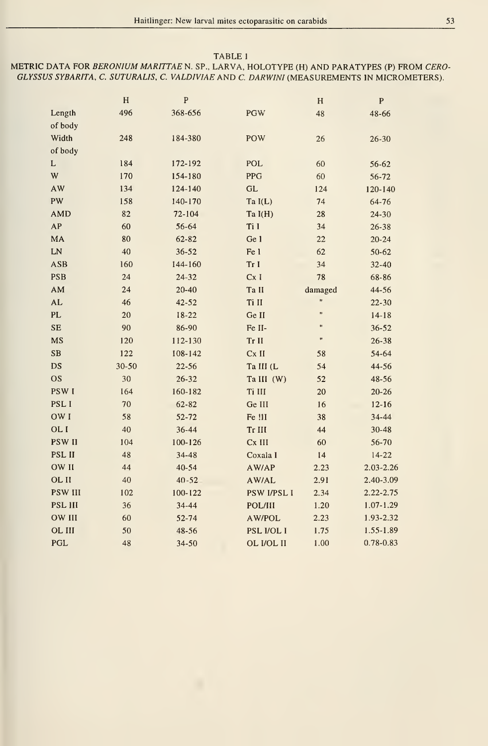TABLE 1

METRIC DATA FOR *BERONIUM MARITTAE* N. SP., LARVA, HOLOTYPE (H) AND PARATYPES (P) FROM *CEROGLYSSUS SYBARITA*, *C. SUTURALIS*, *C. VALDIVIAE* AND *C. DARWINI* (MEASUREMENTS IN MICROMETERS).

| | H | P | | H | P |
|---|---|---|---|---|---|
| Length of body | 496 | 368-656 | PGW | 48 | 48-66 |
| Width of body | 248 | 184-380 | POW | 26 | 26-30 |
| L | 184 | 172-192 | POL | 60 | 56-62 |
| W | 170 | 154-180 | PPG | 60 | 56-72 |
| AW | 134 | 124-140 | GL | 124 | 120-140 |
| PW | 158 | 140-170 | Ta I(L) | 74 | 64-76 |
| AMD | 82 | 72-104 | Ta I(H) | 28 | 24-30 |
| AP | 60 | 56-64 | Ti I | 34 | 26-38 |
| MA | 80 | 62-82 | Ge I | 22 | 20-24 |
| LN | 40 | 36-52 | Fe I | 62 | 50-62 |
| ASB | 160 | 144-160 | Tr I | 34 | 32-40 |
| PSB | 24 | 24-32 | Cx I | 78 | 68-86 |
| AM | 24 | 20-40 | Ta II | damaged | 44-56 |
| AL | 46 | 42-52 | Ti II | " | 22-30 |
| PL | 20 | 18-22 | Ge II | " | 14-18 |
| SE | 90 | 86-90 | Fe II- | " | 36-52 |
| MS | 120 | 112-130 | Tr II | " | 26-38 |
| SB | 122 | 108-142 | Cx II | 58 | 54-64 |
| DS | 30-50 | 22-56 | Ta III (L | 54 | 44-56 |
| OS | 30 | 26-32 | Ta III (W) | 52 | 48-56 |
| PSW I | 164 | 160-182 | Ti III | 20 | 20-26 |
| PSL I | 70 | 62-82 | Ge III | 16 | 12-16 |
| OW I | 58 | 52-72 | Fe !II | 38 | 34-44 |
| OL I | 40 | 36-44 | Tr III | 44 | 30-48 |
| PSW II | 104 | 100-126 | Cx III | 60 | 56-70 |
| PSL II | 48 | 34-48 | Coxala I | 14 | 14-22 |
| OW II | 44 | 40-54 | AW/AP | 2.23 | 2.03-2.26 |
| OL II | 40 | 40-52 | AW/AL | 2.91 | 2.40-3.09 |
| PSW III | 102 | 100-122 | PSW I/PSL I | 2.34 | 2.22-2.75 |
| PSL III | 36 | 34-44 | POL/III | 1.20 | 1.07-1.29 |
| OW III | 60 | 52-74 | AW/POL | 2.23 | 1.93-2.32 |
| OL III | 50 | 48-56 | PSL I/OL I | 1.75 | 1.55-1.89 |
| PGL | 48 | 34-50 | OL I/OL II | 1.00 | 0.78-0.83 |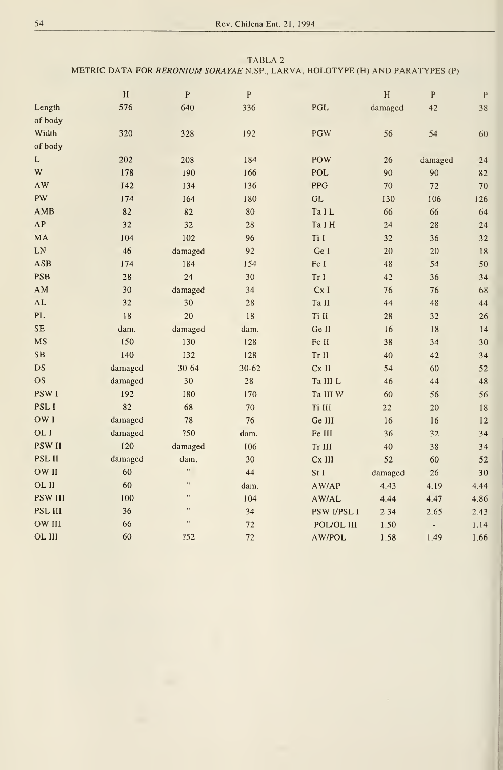TABLA 2

METRIC DATA FOR *BERONIUM SORAYAE* N.SP., LARVA, HOLOTYPE (H) AND PARATYPES (P)

| | H | P | P | | H | P | P |
|---|---|---|---|---|---|---|---|
| Length of body | 576 | 640 | 336 | PGL | damaged | 42 | 38 |
| Width of body | 320 | 328 | 192 | PGW | 56 | 54 | 60 |
| L | 202 | 208 | 184 | POW | 26 | damaged | 24 |
| W | 178 | 190 | 166 | POL | 90 | 90 | 82 |
| AW | 142 | 134 | 136 | PPG | 70 | 72 | 70 |
| PW | 174 | 164 | 180 | GL | 130 | 106 | 126 |
| AMB | 82 | 82 | 80 | Ta I L | 66 | 66 | 64 |
| AP | 32 | 32 | 28 | Ta I H | 24 | 28 | 24 |
| MA | 104 | 102 | 96 | Ti I | 32 | 36 | 32 |
| LN | 46 | damaged | 92 | Ge I | 20 | 20 | 18 |
| ASB | 174 | 184 | 154 | Fe I | 48 | 54 | 50 |
| PSB | 28 | 24 | 30 | Tr I | 42 | 36 | 34 |
| AM | 30 | damaged | 34 | Cx I | 76 | 76 | 68 |
| AL | 32 | 30 | 28 | Ta II | 44 | 48 | 44 |
| PL | 18 | 20 | 18 | Ti II | 28 | 32 | 26 |
| SE | dam. | damaged | dam. | Ge II | 16 | 18 | 14 |
| MS | 150 | 130 | 128 | Fe II | 38 | 34 | 30 |
| SB | 140 | 132 | 128 | Tr II | 40 | 42 | 34 |
| DS | damaged | 30-64 | 30-62 | Cx II | 54 | 60 | 52 |
| OS | damaged | 30 | 28 | Ta III L | 46 | 44 | 48 |
| PSW I | 192 | 180 | 170 | Ta III W | 60 | 56 | 56 |
| PSL I | 82 | 68 | 70 | Ti III | 22 | 20 | 18 |
| OW I | damaged | 78 | 76 | Ge III | 16 | 16 | 12 |
| OL I | damaged | ?50 | dam. | Fe III | 36 | 32 | 34 |
| PSW II | 120 | damaged | 106 | Tr III | 40 | 38 | 34 |
| PSL II | damaged | dam. | 30 | Cx III | 52 | 60 | 52 |
| OW II | 60 | " | 44 | St I | damaged | 26 | 30 |
| OL II | 60 | " | dam. | AW/AP | 4.43 | 4.19 | 4.44 |
| PSW III | 100 | " | 104 | AW/AL | 4.44 | 4.47 | 4.86 |
| PSL III | 36 | " | 34 | PSW I/PSL I | 2.34 | 2.65 | 2.43 |
| OW III | 66 | " | 72 | POL/OL III | 1.50 | - | 1.14 |
| OL III | 60 | ?52 | 72 | AW/POL | 1.58 | 1.49 | 1.66 |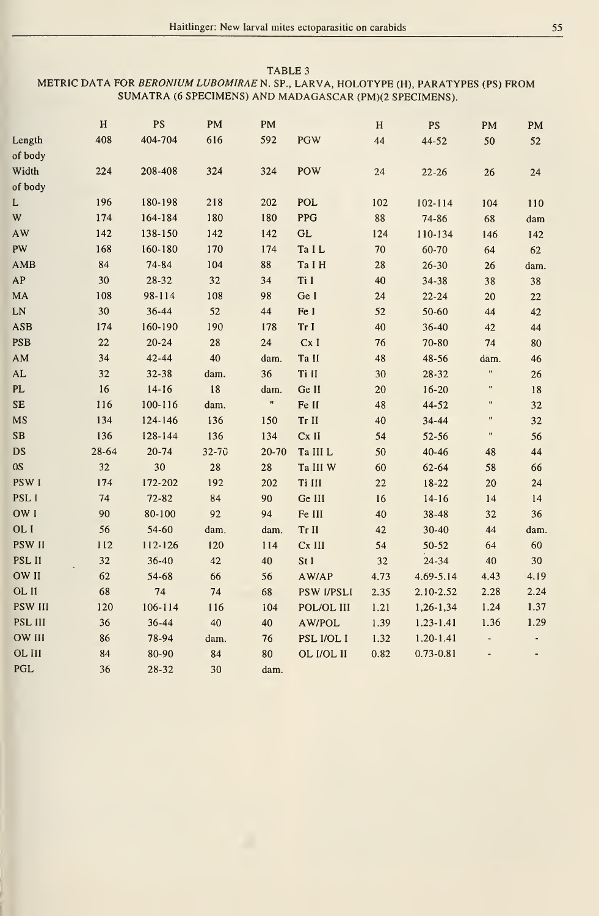TABLE 3

METRIC DATA FOR *BERONIUM LUBOMIRAE* N. SP., LARVA, HOLOTYPE (H), PARATYPES (PS) FROM SUMATRA (6 SPECIMENS) AND MADAGASCAR (PM)(2 SPECIMENS).

| | H | PS | PM | PM | | H | PS | PM | PM |
|---|---|---|---|---|---|---|---|---|---|
| Length of body | 408 | 404-704 | 616 | 592 | PGW | 44 | 44-52 | 50 | 52 |
| Width of body | 224 | 208-408 | 324 | 324 | POW | 24 | 22-26 | 26 | 24 |
| L | 196 | 180-198 | 218 | 202 | POL | 102 | 102-114 | 104 | 110 |
| W | 174 | 164-184 | 180 | 180 | PPG | 88 | 74-86 | 68 | dam |
| AW | 142 | 138-150 | 142 | 142 | GL | 124 | 110-134 | 146 | 142 |
| PW | 168 | 160-180 | 170 | 174 | Ta I L | 70 | 60-70 | 64 | 62 |
| AMB | 84 | 74-84 | 104 | 88 | Ta I H | 28 | 26-30 | 26 | dam. |
| AP | 30 | 28-32 | 32 | 34 | Ti I | 40 | 34-38 | 38 | 38 |
| MA | 108 | 98-114 | 108 | 98 | Ge I | 24 | 22-24 | 20 | 22 |
| LN | 30 | 36-44 | 52 | 44 | Fe I | 52 | 50-60 | 44 | 42 |
| ASB | 174 | 160-190 | 190 | 178 | Tr I | 40 | 36-40 | 42 | 44 |
| PSB | 22 | 20-24 | 28 | 24 | Cx I | 76 | 70-80 | 74 | 80 |
| AM | 34 | 42-44 | 40 | dam. | Ta II | 48 | 48-56 | dam. | 46 |
| AL | 32 | 32-38 | dam. | 36 | Ti II | 30 | 28-32 | " | 26 |
| PL | 16 | 14-16 | 18 | dam. | Ge II | 20 | 16-20 | " | 18 |
| SE | 116 | 100-116 | dam. | " | Fe II | 48 | 44-52 | " | 32 |
| MS | 134 | 124-146 | 136 | 150 | Tr II | 40 | 34-44 | " | 32 |
| SB | 136 | 128-144 | 136 | 134 | Cx II | 54 | 52-56 | " | 56 |
| DS | 28-64 | 20-74 | 32-70 | 20-70 | Ta III L | 50 | 40-46 | 48 | 44 |
| OS | 32 | 30 | 28 | 28 | Ta III W | 60 | 62-64 | 58 | 66 |
| PSW I | 174 | 172-202 | 192 | 202 | Ti III | 22 | 18-22 | 20 | 24 |
| PSL I | 74 | 72-82 | 84 | 90 | Ge III | 16 | 14-16 | 14 | 14 |
| OW I | 90 | 80-100 | 92 | 94 | Fe III | 40 | 38-48 | 32 | 36 |
| OL I | 56 | 54-60 | dam. | dam. | Tr II | 42 | 30-40 | 44 | dam. |
| PSW II | 112 | 112-126 | 120 | 114 | Cx III | 54 | 50-52 | 64 | 60 |
| PSL II | 32 | 36-40 | 42 | 40 | St I | 32 | 24-34 | 40 | 30 |
| OW II | 62 | 54-68 | 66 | 56 | AW/AP | 4.73 | 4.69-5.14 | 4.43 | 4.19 |
| OL II | 68 | 74 | 74 | 68 | PSW I/PSLI | 2.35 | 2.10-2.52 | 2.28 | 2.24 |
| PSW III | 120 | 106-114 | 116 | 104 | POL/OL III | 1.21 | 1,26-1,34 | 1.24 | 1.37 |
| PSL III | 36 | 36-44 | 40 | 40 | AW/POL | 1.39 | 1.23-1.41 | 1.36 | 1.29 |
| OW III | 86 | 78-94 | dam. | 76 | PSL I/OL I | 1.32 | 1.20-1.41 | - | - |
| OL III | 84 | 80-90 | 84 | 80 | OL I/OL II | 0.82 | 0.73-0.81 | - | - |
| PGL | 36 | 28-32 | 30 | dam. | | | | | |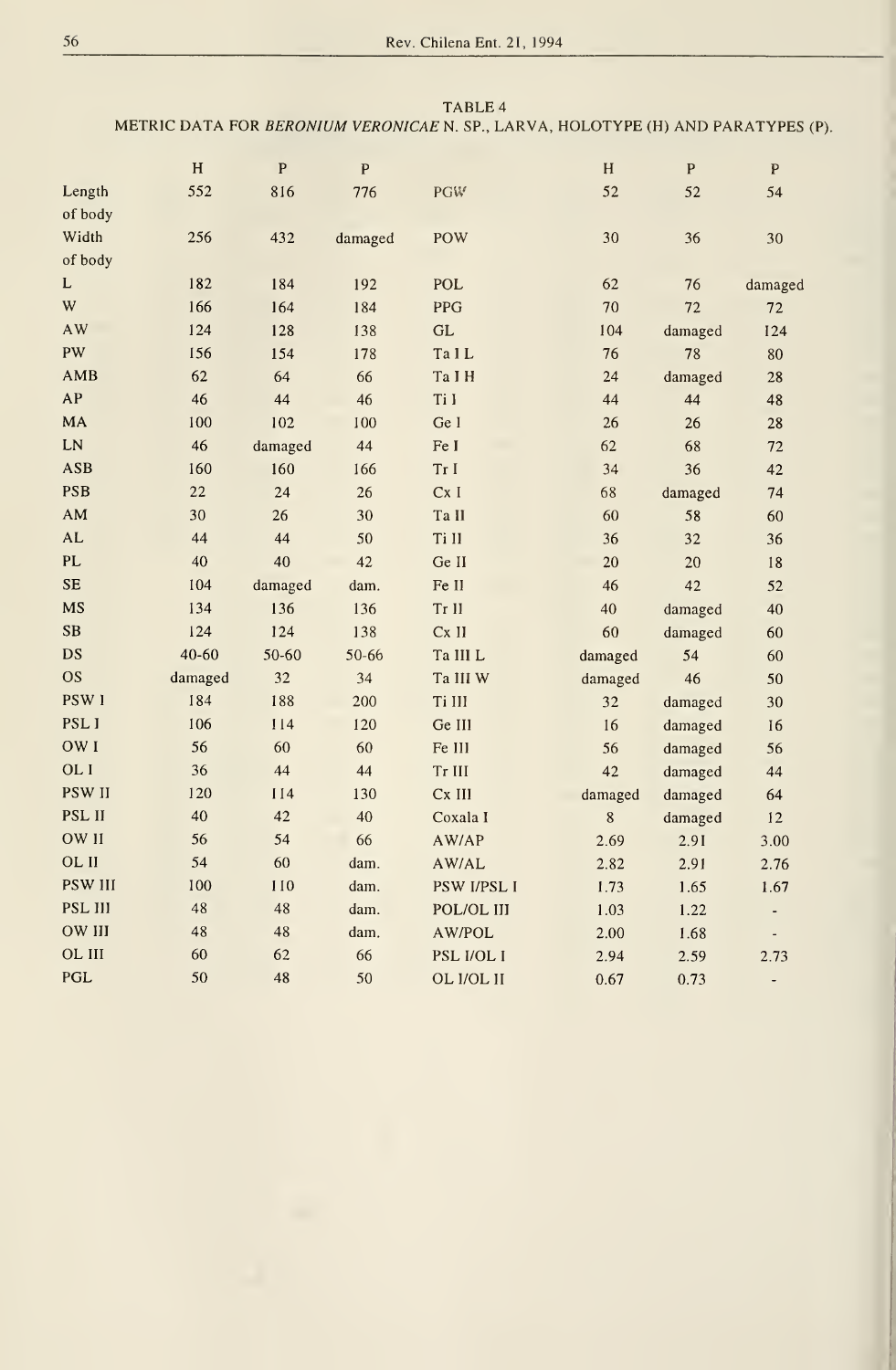TABLE 4
METRIC DATA FOR *BERONIUM VERONICAE* N. SP., LARVA, HOLOTYPE (H) AND PARATYPES (P).

| | H | P | P | | H | P | P |
|---|---|---|---|---|---|---|---|
| Length of body | 552 | 816 | 776 | PGW | 52 | 52 | 54 |
| Width of body | 256 | 432 | damaged | POW | 30 | 36 | 30 |
| L | 182 | 184 | 192 | POL | 62 | 76 | damaged |
| W | 166 | 164 | 184 | PPG | 70 | 72 | 72 |
| AW | 124 | 128 | 138 | GL | 104 | damaged | 124 |
| PW | 156 | 154 | 178 | Ta I L | 76 | 78 | 80 |
| AMB | 62 | 64 | 66 | Ta I H | 24 | damaged | 28 |
| AP | 46 | 44 | 46 | Ti I | 44 | 44 | 48 |
| MA | 100 | 102 | 100 | Ge I | 26 | 26 | 28 |
| LN | 46 | damaged | 44 | Fe I | 62 | 68 | 72 |
| ASB | 160 | 160 | 166 | Tr I | 34 | 36 | 42 |
| PSB | 22 | 24 | 26 | Cx I | 68 | damaged | 74 |
| AM | 30 | 26 | 30 | Ta II | 60 | 58 | 60 |
| AL | 44 | 44 | 50 | Ti II | 36 | 32 | 36 |
| PL | 40 | 40 | 42 | Ge II | 20 | 20 | 18 |
| SE | 104 | damaged | dam. | Fe II | 46 | 42 | 52 |
| MS | 134 | 136 | 136 | Tr II | 40 | damaged | 40 |
| SB | 124 | 124 | 138 | Cx II | 60 | damaged | 60 |
| DS | 40-60 | 50-60 | 50-66 | Ta III L | damaged | 54 | 60 |
| OS | damaged | 32 | 34 | Ta III W | damaged | 46 | 50 |
| PSW I | 184 | 188 | 200 | Ti III | 32 | damaged | 30 |
| PSL I | 106 | 114 | 120 | Ge III | 16 | damaged | 16 |
| OW I | 56 | 60 | 60 | Fe III | 56 | damaged | 56 |
| OL I | 36 | 44 | 44 | Tr III | 42 | damaged | 44 |
| PSW II | 120 | 114 | 130 | Cx III | damaged | damaged | 64 |
| PSL II | 40 | 42 | 40 | Coxala I | 8 | damaged | 12 |
| OW II | 56 | 54 | 66 | AW/AP | 2.69 | 2.91 | 3.00 |
| OL II | 54 | 60 | dam. | AW/AL | 2.82 | 2.91 | 2.76 |
| PSW III | 100 | 110 | dam. | PSW I/PSL I | 1.73 | 1.65 | 1.67 |
| PSL III | 48 | 48 | dam. | POL/OL III | 1.03 | 1.22 | - |
| OW III | 48 | 48 | dam. | AW/POL | 2.00 | 1.68 | - |
| OL III | 60 | 62 | 66 | PSL I/OL I | 2.94 | 2.59 | 2.73 |
| PGL | 50 | 48 | 50 | OL I/OL II | 0.67 | 0.73 | - |